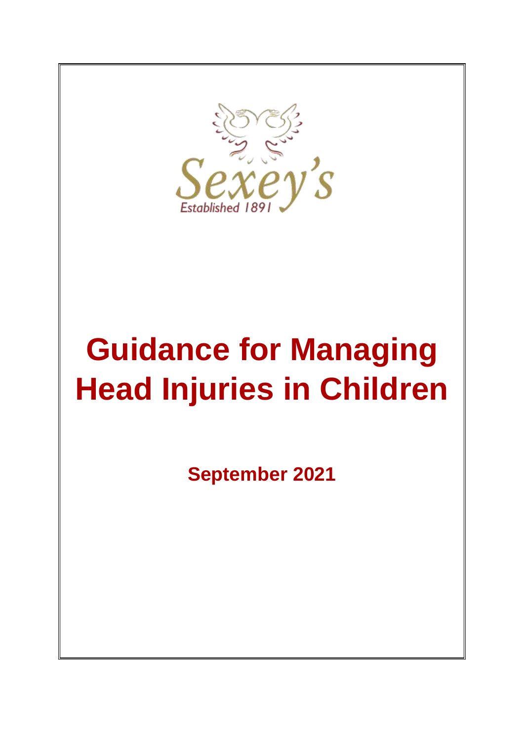Sexey's

Established 1891

# Guidance for Managing Head Injuries in Children

**September 2021**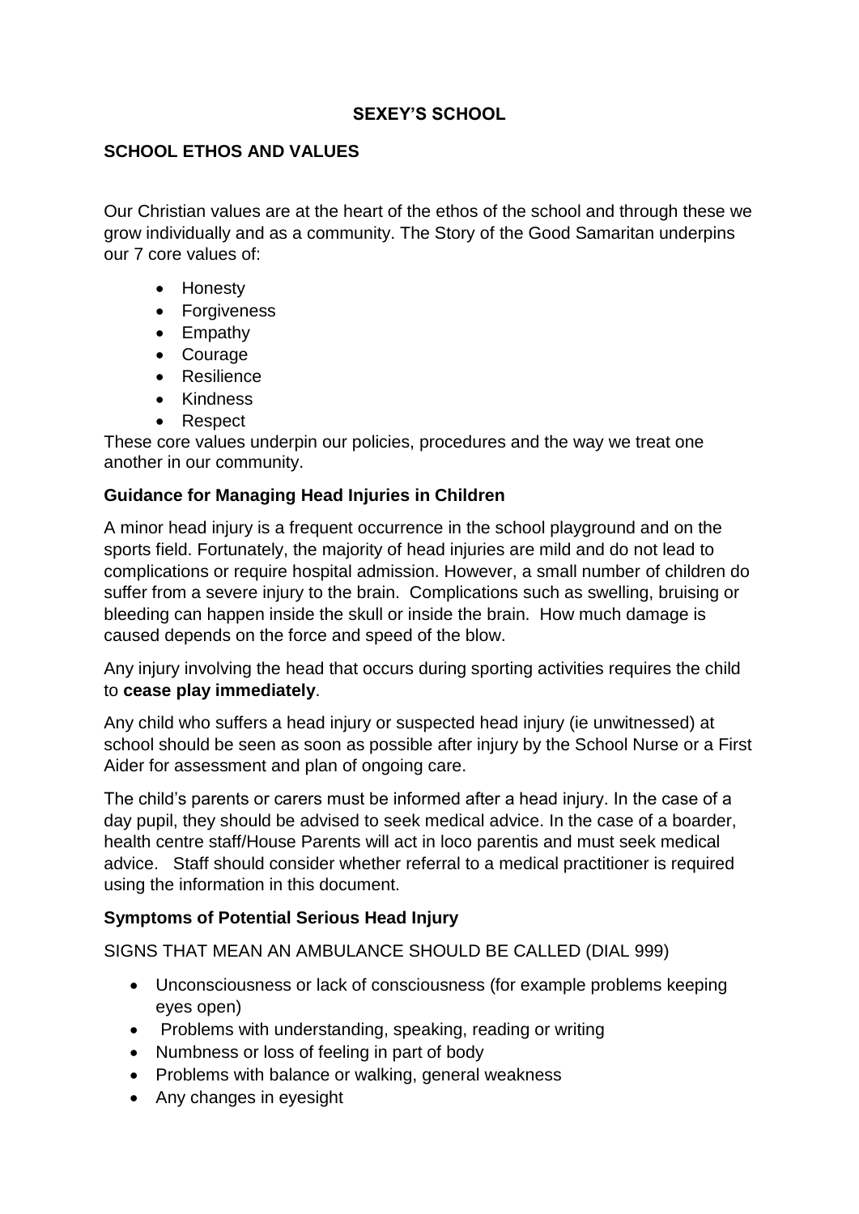**SEXEY'S SCHOOL**

**SCHOOL ETHOS AND VALUES**

Our Christian values are at the heart of the ethos of the school and through these we grow individually and as a community. The Story of the Good Samaritan underpins our 7 core values of:

- Honesty
- Forgiveness
- Empathy
- Courage
- Resilience
- Kindness
- Respect

These core values underpin our policies, procedures and the way we treat one another in our community.

**Guidance for Managing Head Injuries in Children**

A minor head injury is a frequent occurrence in the school playground and on the sports field. Fortunately, the majority of head injuries are mild and do not lead to complications or require hospital admission. However, a small number of children do suffer from a severe injury to the brain. Complications such as swelling, bruising or bleeding can happen inside the skull or inside the brain. How much damage is caused depends on the force and speed of the blow.

Any injury involving the head that occurs during sporting activities requires the child to **cease play immediately**.

Any child who suffers a head injury or suspected head injury (ie unwitnessed) at school should be seen as soon as possible after injury by the School Nurse or a First Aider for assessment and plan of ongoing care.

The child's parents or carers must be informed after a head injury. In the case of a day pupil, they should be advised to seek medical advice. In the case of a boarder, health centre staff/House Parents will act in loco parentis and must seek medical advice. Staff should consider whether referral to a medical practitioner is required using the information in this document.

**Symptoms of Potential Serious Head Injury**

SIGNS THAT MEAN AN AMBULANCE SHOULD BE CALLED (DIAL 999)

- Unconsciousness or lack of consciousness (for example problems keeping eyes open)
- Problems with understanding, speaking, reading or writing
- Numbness or loss of feeling in part of body
- Problems with balance or walking, general weakness
- Any changes in eyesight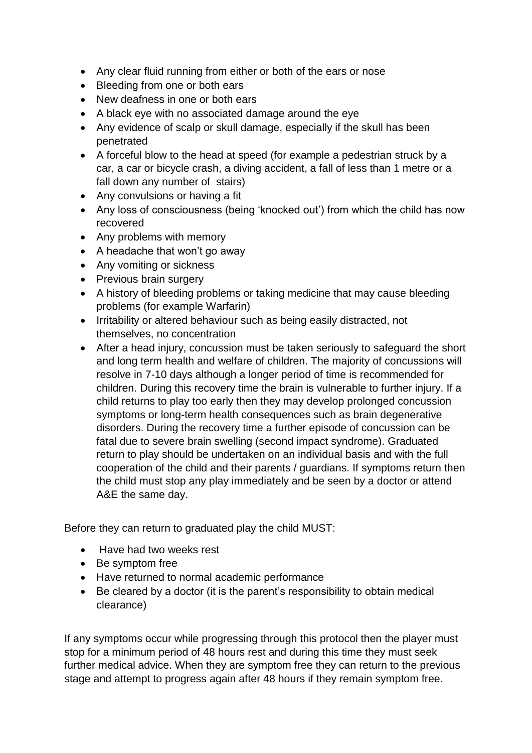- Any clear fluid running from either or both of the ears or nose
- Bleeding from one or both ears
- New deafness in one or both ears
- A black eye with no associated damage around the eye
- Any evidence of scalp or skull damage, especially if the skull has been penetrated
- A forceful blow to the head at speed (for example a pedestrian struck by a car, a car or bicycle crash, a diving accident, a fall of less than 1 metre or a fall down any number of stairs)
- Any convulsions or having a fit
- Any loss of consciousness (being 'knocked out') from which the child has now recovered
- Any problems with memory
- A headache that won't go away
- Any vomiting or sickness
- Previous brain surgery
- A history of bleeding problems or taking medicine that may cause bleeding problems (for example Warfarin)
- Irritability or altered behaviour such as being easily distracted, not themselves, no concentration
- After a head injury, concussion must be taken seriously to safeguard the short and long term health and welfare of children. The majority of concussions will resolve in 7-10 days although a longer period of time is recommended for children. During this recovery time the brain is vulnerable to further injury. If a child returns to play too early then they may develop prolonged concussion symptoms or long-term health consequences such as brain degenerative disorders. During the recovery time a further episode of concussion can be fatal due to severe brain swelling (second impact syndrome). Graduated return to play should be undertaken on an individual basis and with the full cooperation of the child and their parents / guardians. If symptoms return then the child must stop any play immediately and be seen by a doctor or attend A&E the same day.

Before they can return to graduated play the child MUST:

- Have had two weeks rest
- Be symptom free
- Have returned to normal academic performance
- Be cleared by a doctor (it is the parent's responsibility to obtain medical clearance)

If any symptoms occur while progressing through this protocol then the player must stop for a minimum period of 48 hours rest and during this time they must seek further medical advice. When they are symptom free they can return to the previous stage and attempt to progress again after 48 hours if they remain symptom free.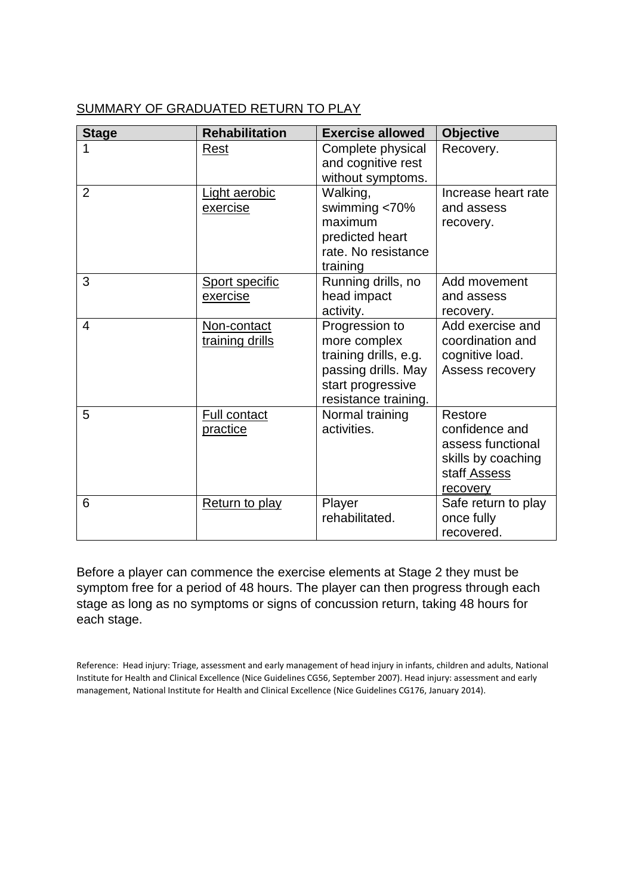SUMMARY OF GRADUATED RETURN TO PLAY

| Stage | Rehabilitation | Exercise allowed | Objective |
|---|---|---|---|
| 1 | Rest | Complete physical and cognitive rest without symptoms. | Recovery. |
| 2 | Light aerobic exercise | Walking, swimming <70% maximum predicted heart rate. No resistance training | Increase heart rate and assess recovery. |
| 3 | Sport specific exercise | Running drills, no head impact activity. | Add movement and assess recovery. |
| 4 | Non-contact training drills | Progression to more complex training drills, e.g. passing drills. May start progressive resistance training. | Add exercise and coordination and cognitive load. Assess recovery |
| 5 | Full contact practice | Normal training activities. | Restore confidence and assess functional skills by coaching staff Assess recovery |
| 6 | Return to play | Player rehabilitated. | Safe return to play once fully recovered. |

Before a player can commence the exercise elements at Stage 2 they must be symptom free for a period of 48 hours. The player can then progress through each stage as long as no symptoms or signs of concussion return, taking 48 hours for each stage.

Reference: Head injury: Triage, assessment and early management of head injury in infants, children and adults, National Institute for Health and Clinical Excellence (Nice Guidelines CG56, September 2007). Head injury: assessment and early management, National Institute for Health and Clinical Excellence (Nice Guidelines CG176, January 2014).